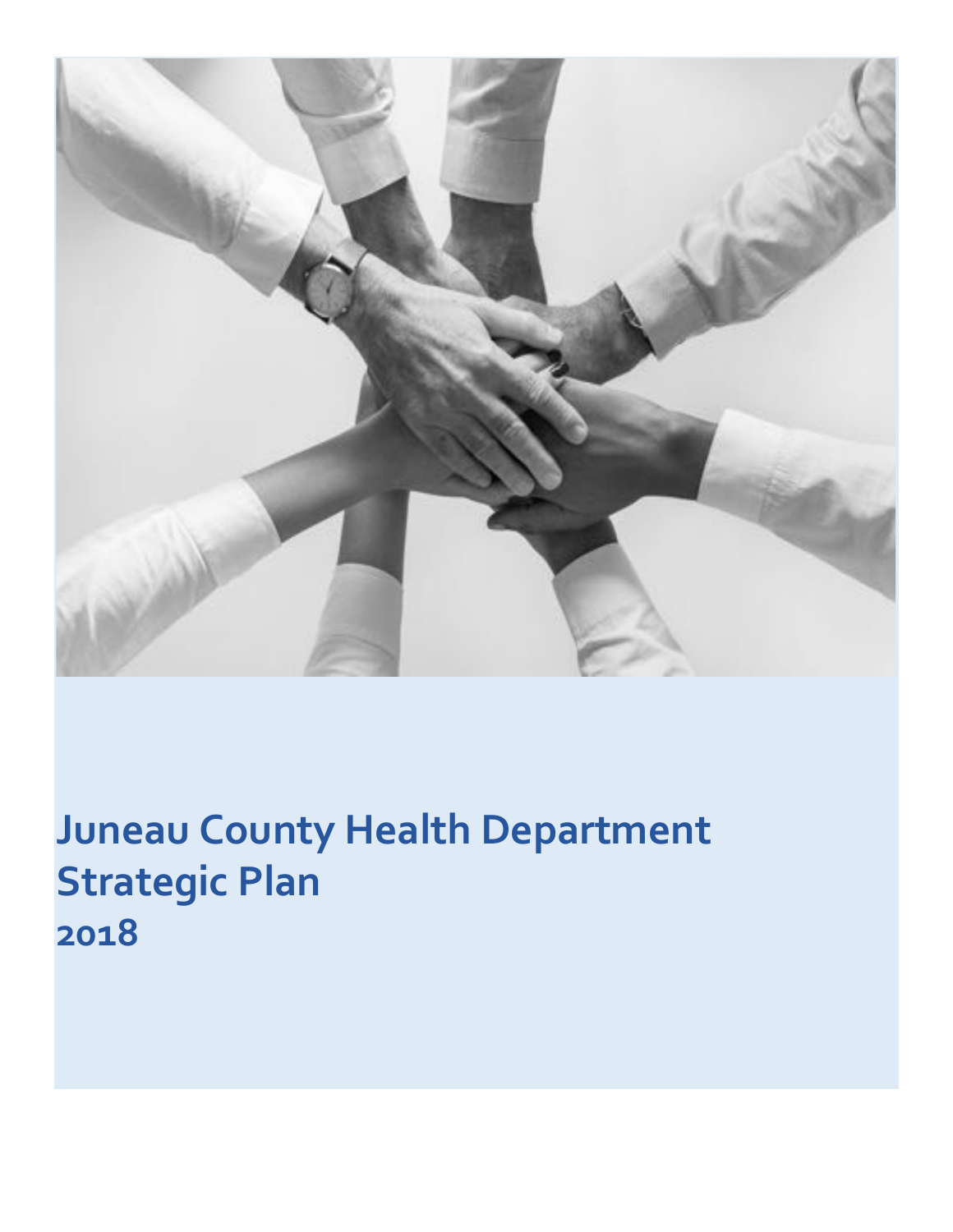# Juneau County Health Department Strategic Plan 2018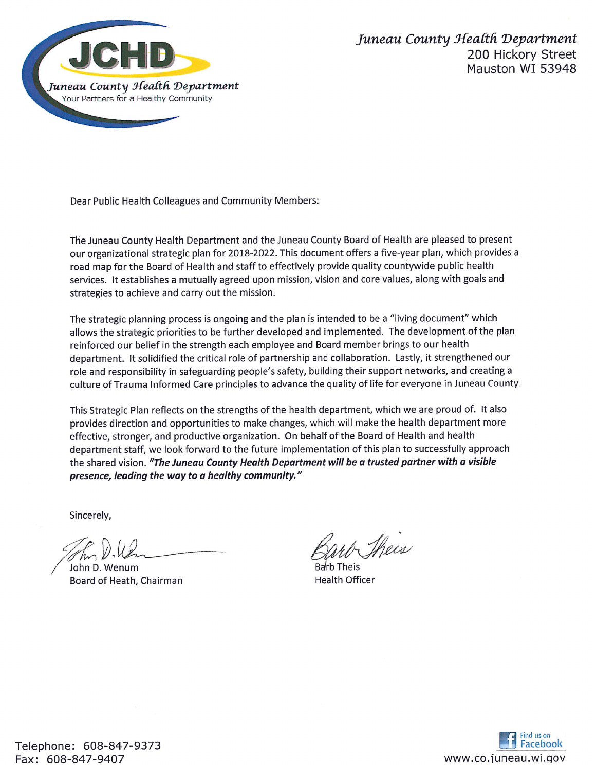Juneau County Health Department
Your Partners for a Healthy Community

*Juneau County Health Department*
200 Hickory Street
Mauston WI 53948

Dear Public Health Colleagues and Community Members:

The Juneau County Health Department and the Juneau County Board of Health are pleased to present our organizational strategic plan for 2018-2022. This document offers a five-year plan, which provides a road map for the Board of Health and staff to effectively provide quality countywide public health services. It establishes a mutually agreed upon mission, vision and core values, along with goals and strategies to achieve and carry out the mission.

The strategic planning process is ongoing and the plan is intended to be a "living document" which allows the strategic priorities to be further developed and implemented. The development of the plan reinforced our belief in the strength each employee and Board member brings to our health department. It solidified the critical role of partnership and collaboration. Lastly, it strengthened our role and responsibility in safeguarding people's safety, building their support networks, and creating a culture of Trauma Informed Care principles to advance the quality of life for everyone in Juneau County.

This Strategic Plan reflects on the strengths of the health department, which we are proud of. It also provides direction and opportunities to make changes, which will make the health department more effective, stronger, and productive organization. On behalf of the Board of Health and health department staff, we look forward to the future implementation of this plan to successfully approach the shared vision. ***"The Juneau County Health Department will be a trusted partner with a visible presence, leading the way to a healthy community."***

Sincerely,

John D. Wenum
Board of Heath, Chairman

Barb Theis
Health Officer

Telephone: 608-847-9373
Fax: 608-847-9407

Find us on Facebook
www.co.juneau.wi.gov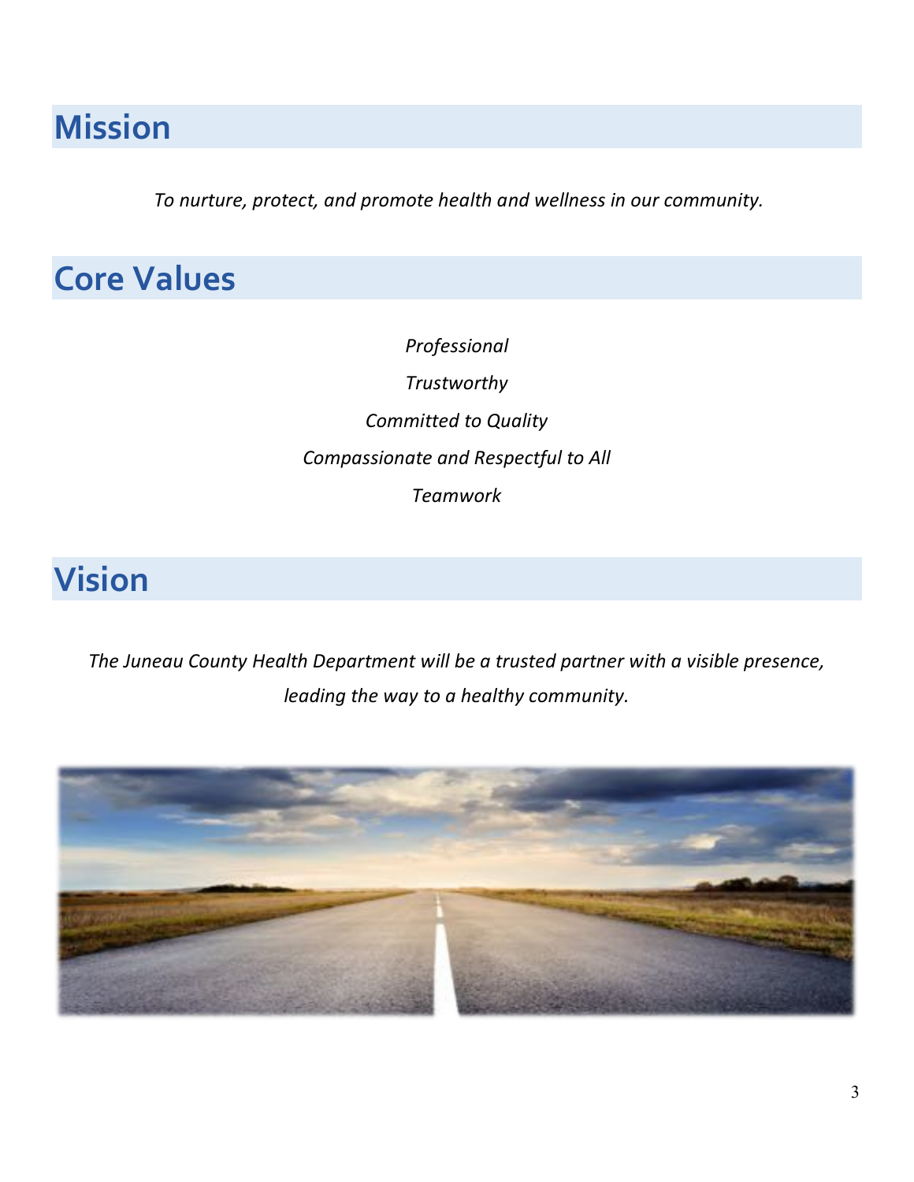# Mission

*To nurture, protect, and promote health and wellness in our community.*

# Core Values

*Professional*

*Trustworthy*

*Committed to Quality*

*Compassionate and Respectful to All*

*Teamwork*

# Vision

*The Juneau County Health Department will be a trusted partner with a visible presence, leading the way to a healthy community.*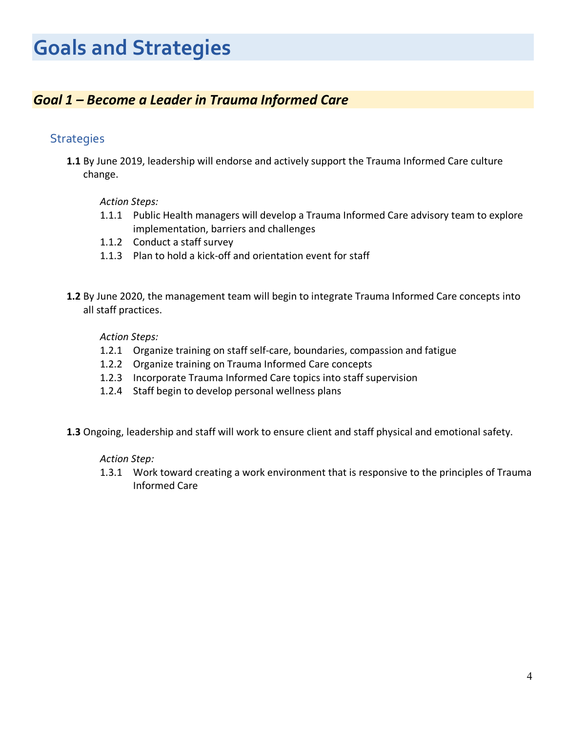# Goals and Strategies

## *Goal 1 – Become a Leader in Trauma Informed Care*

### Strategies

**1.1** By June 2019, leadership will endorse and actively support the Trauma Informed Care culture change.

*Action Steps:*

- 1.1.1 Public Health managers will develop a Trauma Informed Care advisory team to explore implementation, barriers and challenges
- 1.1.2 Conduct a staff survey
- 1.1.3 Plan to hold a kick-off and orientation event for staff

**1.2** By June 2020, the management team will begin to integrate Trauma Informed Care concepts into all staff practices.

*Action Steps:*

- 1.2.1 Organize training on staff self-care, boundaries, compassion and fatigue
- 1.2.2 Organize training on Trauma Informed Care concepts
- 1.2.3 Incorporate Trauma Informed Care topics into staff supervision
- 1.2.4 Staff begin to develop personal wellness plans

**1.3** Ongoing, leadership and staff will work to ensure client and staff physical and emotional safety.

*Action Step:*

- 1.3.1 Work toward creating a work environment that is responsive to the principles of Trauma Informed Care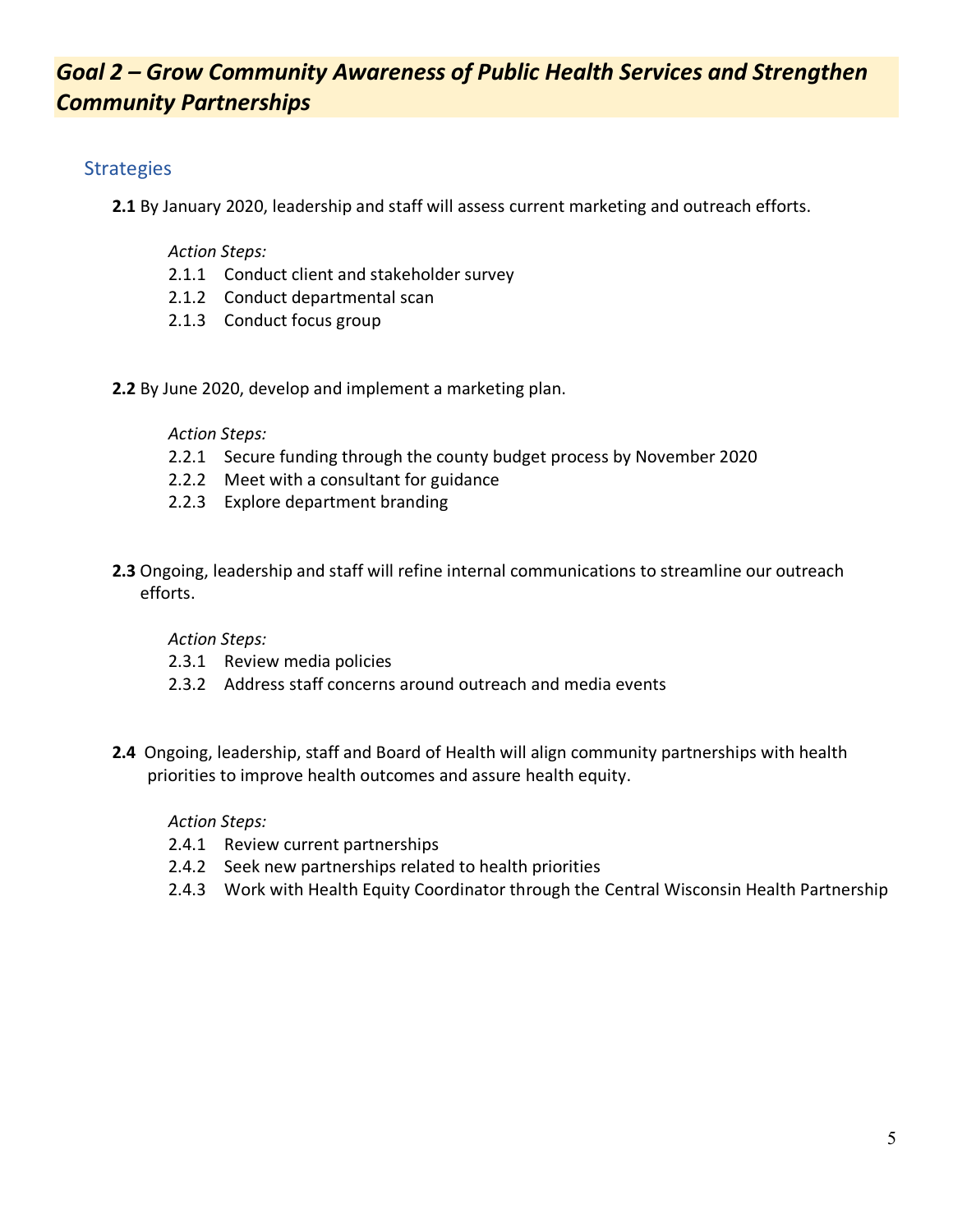## *Goal 2 – Grow Community Awareness of Public Health Services and Strengthen Community Partnerships*

### Strategies

**2.1** By January 2020, leadership and staff will assess current marketing and outreach efforts.

*Action Steps:*

2.1.1 Conduct client and stakeholder survey
2.1.2 Conduct departmental scan
2.1.3 Conduct focus group

**2.2** By June 2020, develop and implement a marketing plan.

*Action Steps:*

2.2.1 Secure funding through the county budget process by November 2020
2.2.2 Meet with a consultant for guidance
2.2.3 Explore department branding

**2.3** Ongoing, leadership and staff will refine internal communications to streamline our outreach efforts.

*Action Steps:*

2.3.1 Review media policies
2.3.2 Address staff concerns around outreach and media events

**2.4** Ongoing, leadership, staff and Board of Health will align community partnerships with health priorities to improve health outcomes and assure health equity.

*Action Steps:*

2.4.1 Review current partnerships
2.4.2 Seek new partnerships related to health priorities
2.4.3 Work with Health Equity Coordinator through the Central Wisconsin Health Partnership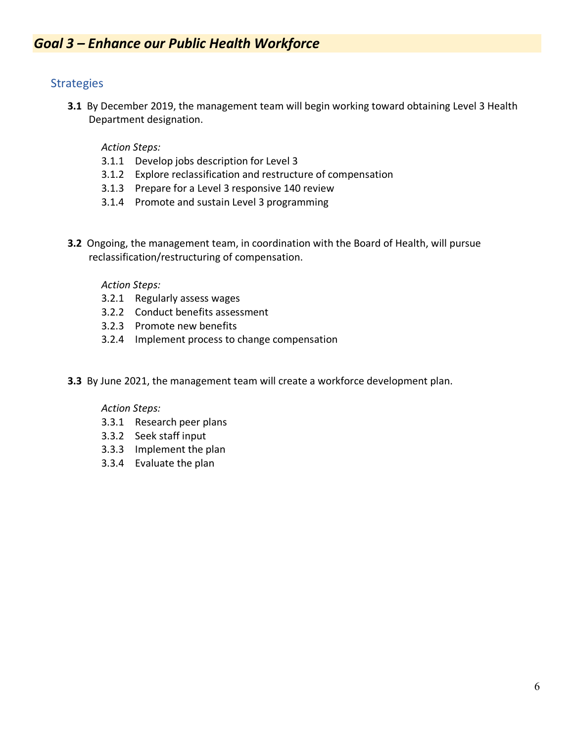## *Goal 3 – Enhance our Public Health Workforce*

### Strategies

**3.1** By December 2019, the management team will begin working toward obtaining Level 3 Health Department designation.

*Action Steps:*

3.1.1 Develop jobs description for Level 3
3.1.2 Explore reclassification and restructure of compensation
3.1.3 Prepare for a Level 3 responsive 140 review
3.1.4 Promote and sustain Level 3 programming

**3.2** Ongoing, the management team, in coordination with the Board of Health, will pursue reclassification/restructuring of compensation.

*Action Steps:*

3.2.1 Regularly assess wages
3.2.2 Conduct benefits assessment
3.2.3 Promote new benefits
3.2.4 Implement process to change compensation

**3.3** By June 2021, the management team will create a workforce development plan.

*Action Steps:*

3.3.1 Research peer plans
3.3.2 Seek staff input
3.3.3 Implement the plan
3.3.4 Evaluate the plan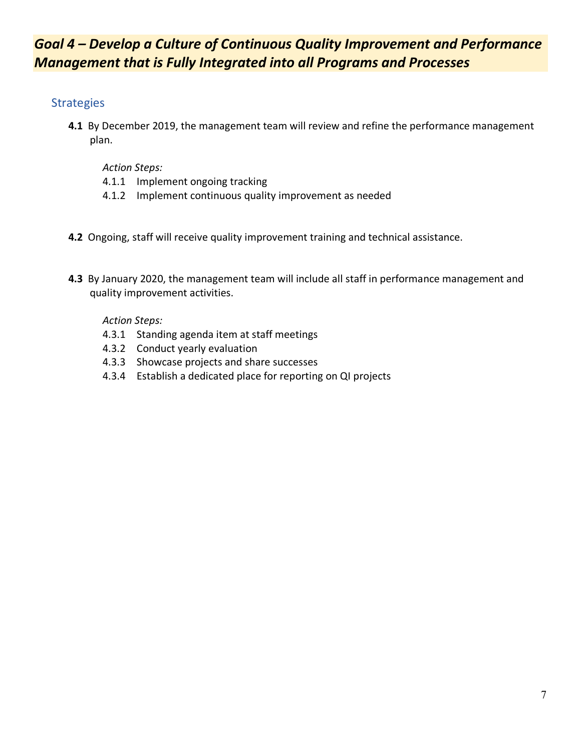## *Goal 4 – Develop a Culture of Continuous Quality Improvement and Performance Management that is Fully Integrated into all Programs and Processes*

### Strategies

**4.1** By December 2019, the management team will review and refine the performance management plan.

*Action Steps:*

4.1.1 Implement ongoing tracking
4.1.2 Implement continuous quality improvement as needed

**4.2** Ongoing, staff will receive quality improvement training and technical assistance.

**4.3** By January 2020, the management team will include all staff in performance management and quality improvement activities.

*Action Steps:*

4.3.1 Standing agenda item at staff meetings
4.3.2 Conduct yearly evaluation
4.3.3 Showcase projects and share successes
4.3.4 Establish a dedicated place for reporting on QI projects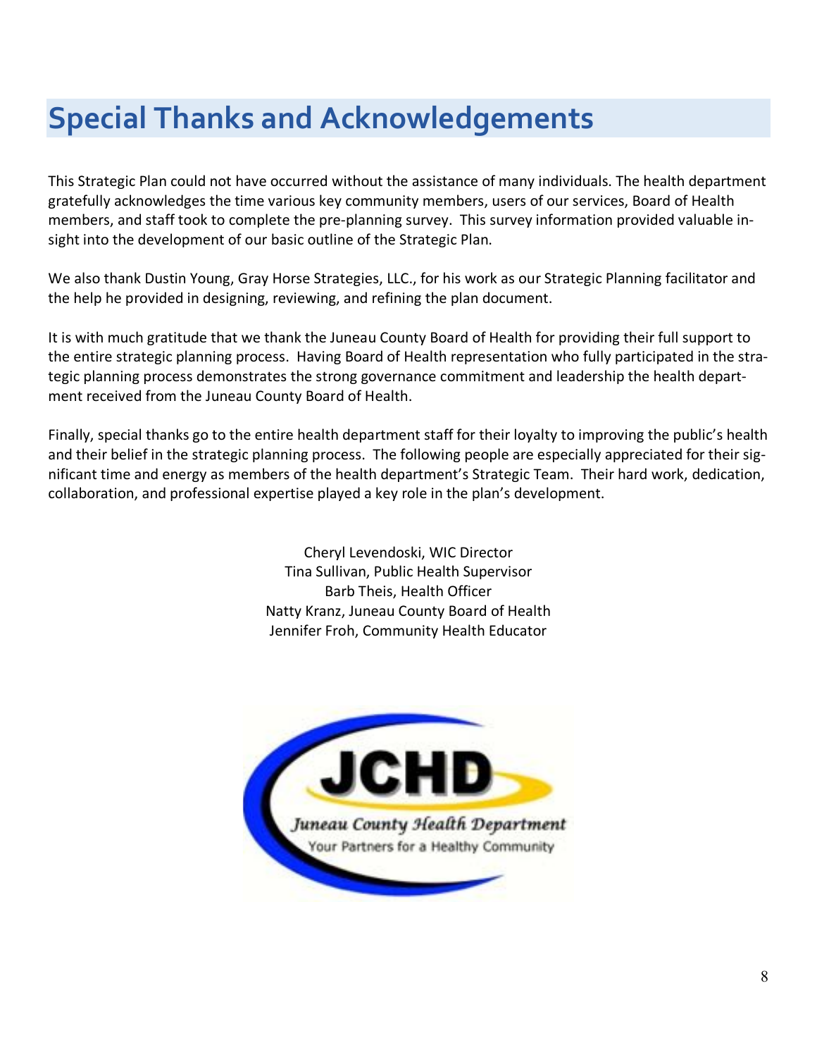# Special Thanks and Acknowledgements

This Strategic Plan could not have occurred without the assistance of many individuals. The health department gratefully acknowledges the time various key community members, users of our services, Board of Health members, and staff took to complete the pre-planning survey. This survey information provided valuable insight into the development of our basic outline of the Strategic Plan.

We also thank Dustin Young, Gray Horse Strategies, LLC., for his work as our Strategic Planning facilitator and the help he provided in designing, reviewing, and refining the plan document.

It is with much gratitude that we thank the Juneau County Board of Health for providing their full support to the entire strategic planning process. Having Board of Health representation who fully participated in the strategic planning process demonstrates the strong governance commitment and leadership the health department received from the Juneau County Board of Health.

Finally, special thanks go to the entire health department staff for their loyalty to improving the public's health and their belief in the strategic planning process. The following people are especially appreciated for their significant time and energy as members of the health department's Strategic Team. Their hard work, dedication, collaboration, and professional expertise played a key role in the plan's development.

Cheryl Levendoski, WIC Director
Tina Sullivan, Public Health Supervisor
Barb Theis, Health Officer
Natty Kranz, Juneau County Board of Health
Jennifer Froh, Community Health Educator

JCHD
*Juneau County Health Department*
Your Partners for a Healthy Community